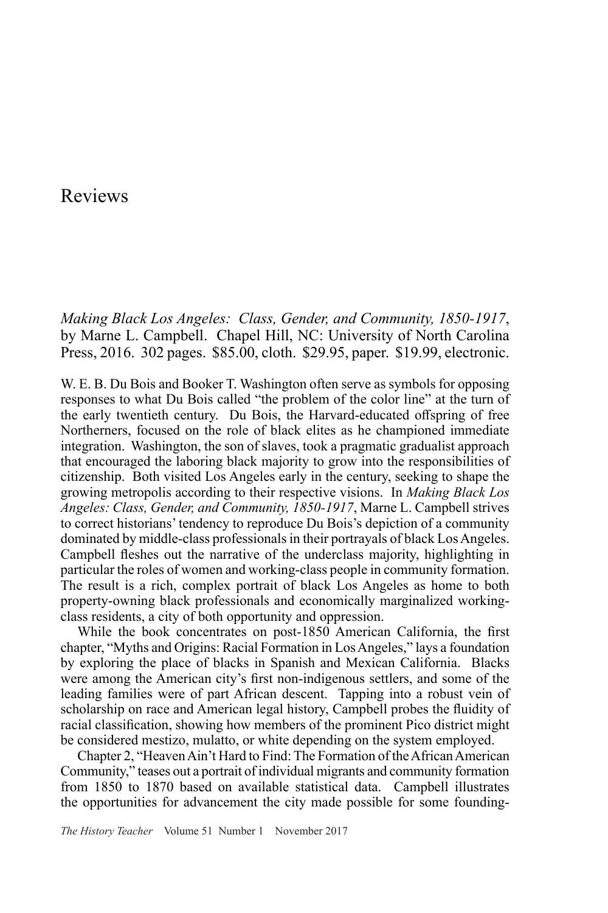# Reviews

*Making Black Los Angeles: Class, Gender, and Community, 1850-1917*, by Marne L. Campbell. Chapel Hill, NC: University of North Carolina Press, 2016. 302 pages. $85.00, cloth. $29.95, paper. $19.99, electronic.

W. E. B. Du Bois and Booker T. Washington often serve as symbols for opposing responses to what Du Bois called "the problem of the color line" at the turn of the early twentieth century. Du Bois, the Harvard-educated offspring of free Northerners, focused on the role of black elites as he championed immediate integration. Washington, the son of slaves, took a pragmatic gradualist approach that encouraged the laboring black majority to grow into the responsibilities of citizenship. Both visited Los Angeles early in the century, seeking to shape the growing metropolis according to their respective visions. In *Making Black Los Angeles: Class, Gender, and Community, 1850-1917*, Marne L. Campbell strives to correct historians' tendency to reproduce Du Bois's depiction of a community dominated by middle-class professionals in their portrayals of black Los Angeles. Campbell fleshes out the narrative of the underclass majority, highlighting in particular the roles of women and working-class people in community formation. The result is a rich, complex portrait of black Los Angeles as home to both property-owning black professionals and economically marginalized working-class residents, a city of both opportunity and oppression.

While the book concentrates on post-1850 American California, the first chapter, "Myths and Origins: Racial Formation in Los Angeles," lays a foundation by exploring the place of blacks in Spanish and Mexican California. Blacks were among the American city's first non-indigenous settlers, and some of the leading families were of part African descent. Tapping into a robust vein of scholarship on race and American legal history, Campbell probes the fluidity of racial classification, showing how members of the prominent Pico district might be considered mestizo, mulatto, or white depending on the system employed.

Chapter 2, "Heaven Ain't Hard to Find: The Formation of the African American Community," teases out a portrait of individual migrants and community formation from 1850 to 1870 based on available statistical data. Campbell illustrates the opportunities for advancement the city made possible for some founding-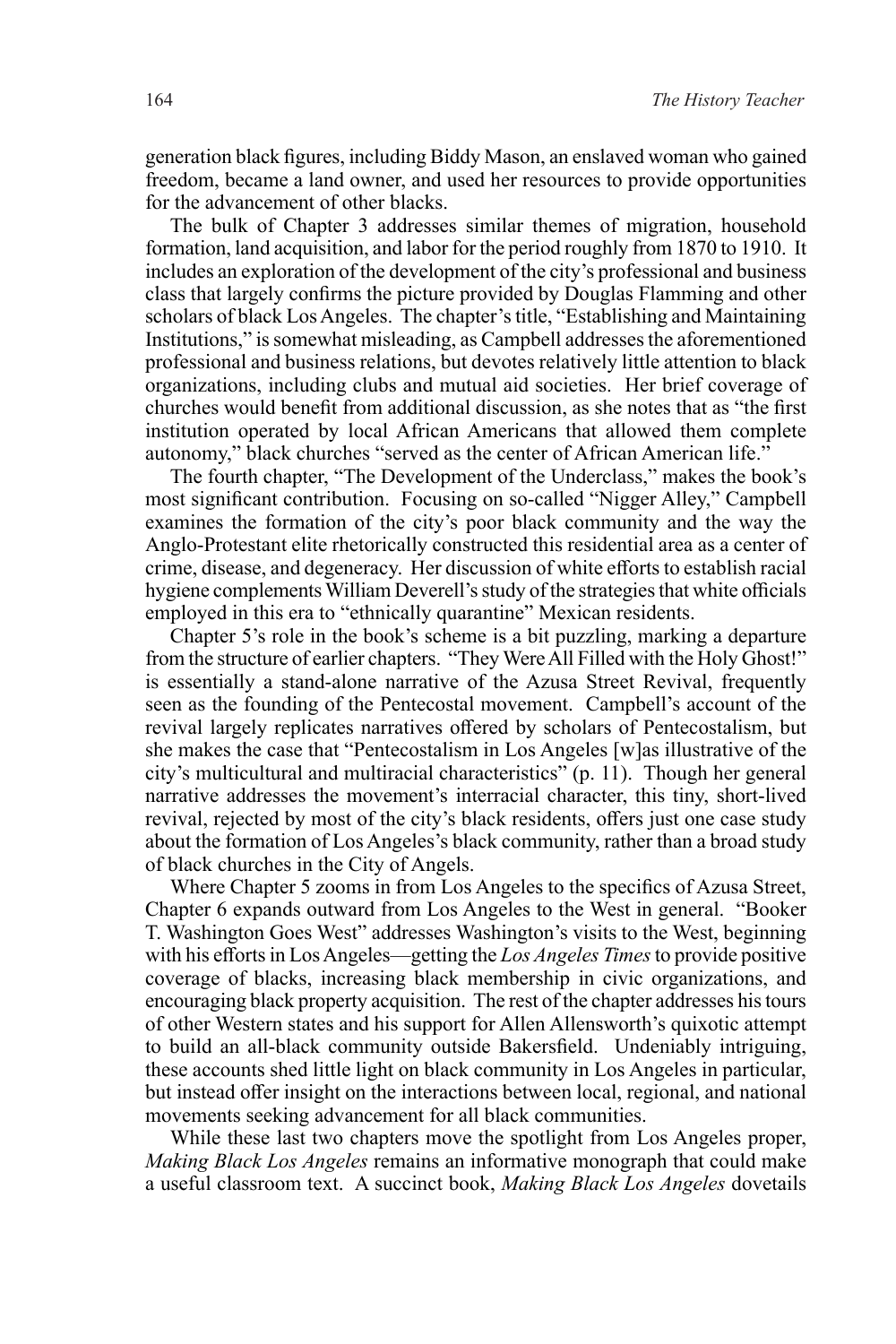generation black figures, including Biddy Mason, an enslaved woman who gained freedom, became a land owner, and used her resources to provide opportunities for the advancement of other blacks.

The bulk of Chapter 3 addresses similar themes of migration, household formation, land acquisition, and labor for the period roughly from 1870 to 1910. It includes an exploration of the development of the city's professional and business class that largely confirms the picture provided by Douglas Flamming and other scholars of black Los Angeles. The chapter's title, "Establishing and Maintaining Institutions," is somewhat misleading, as Campbell addresses the aforementioned professional and business relations, but devotes relatively little attention to black organizations, including clubs and mutual aid societies. Her brief coverage of churches would benefit from additional discussion, as she notes that as "the first institution operated by local African Americans that allowed them complete autonomy," black churches "served as the center of African American life."

The fourth chapter, "The Development of the Underclass," makes the book's most significant contribution. Focusing on so-called "Nigger Alley," Campbell examines the formation of the city's poor black community and the way the Anglo-Protestant elite rhetorically constructed this residential area as a center of crime, disease, and degeneracy. Her discussion of white efforts to establish racial hygiene complements William Deverell's study of the strategies that white officials employed in this era to "ethnically quarantine" Mexican residents.

Chapter 5's role in the book's scheme is a bit puzzling, marking a departure from the structure of earlier chapters. "They Were All Filled with the Holy Ghost!" is essentially a stand-alone narrative of the Azusa Street Revival, frequently seen as the founding of the Pentecostal movement. Campbell's account of the revival largely replicates narratives offered by scholars of Pentecostalism, but she makes the case that "Pentecostalism in Los Angeles [w]as illustrative of the city's multicultural and multiracial characteristics" (p. 11). Though her general narrative addresses the movement's interracial character, this tiny, short-lived revival, rejected by most of the city's black residents, offers just one case study about the formation of Los Angeles's black community, rather than a broad study of black churches in the City of Angels.

Where Chapter 5 zooms in from Los Angeles to the specifics of Azusa Street, Chapter 6 expands outward from Los Angeles to the West in general. "Booker T. Washington Goes West" addresses Washington's visits to the West, beginning with his efforts in Los Angeles—getting the *Los Angeles Times* to provide positive coverage of blacks, increasing black membership in civic organizations, and encouraging black property acquisition. The rest of the chapter addresses his tours of other Western states and his support for Allen Allensworth's quixotic attempt to build an all-black community outside Bakersfield. Undeniably intriguing, these accounts shed little light on black community in Los Angeles in particular, but instead offer insight on the interactions between local, regional, and national movements seeking advancement for all black communities.

While these last two chapters move the spotlight from Los Angeles proper, *Making Black Los Angeles* remains an informative monograph that could make a useful classroom text. A succinct book, *Making Black Los Angeles* dovetails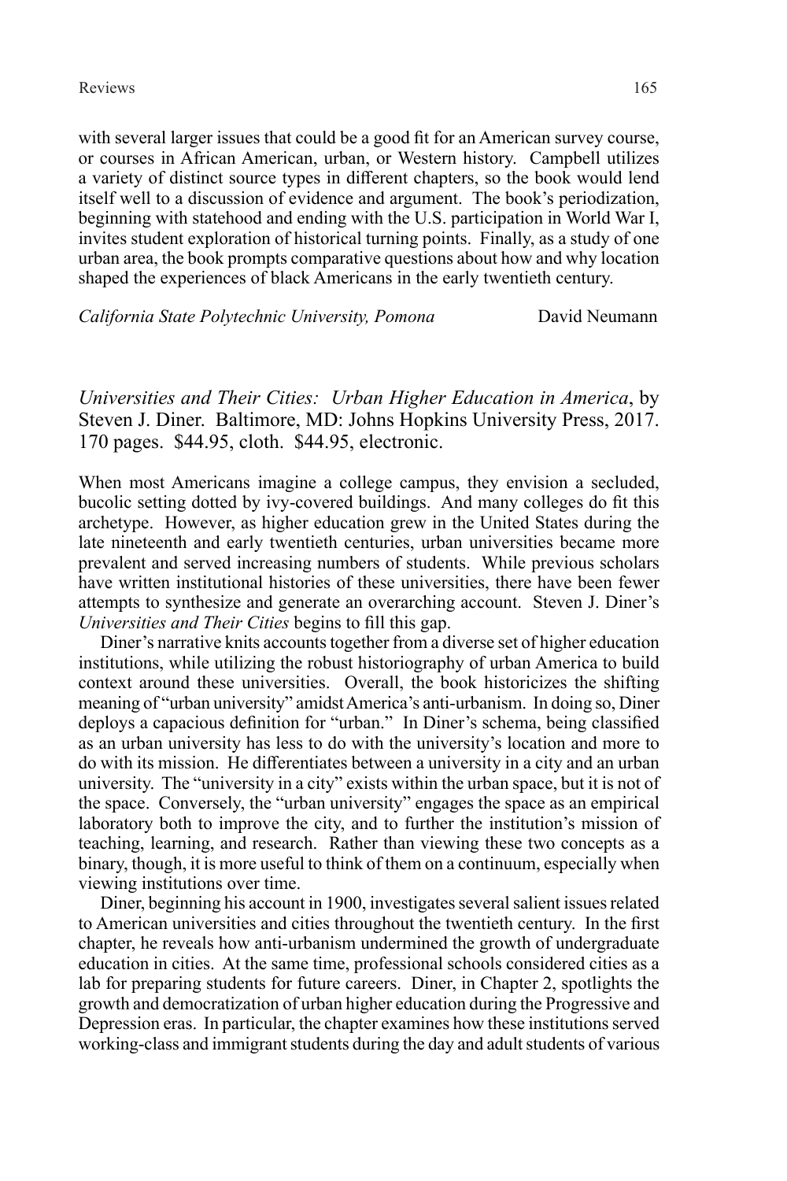with several larger issues that could be a good fit for an American survey course, or courses in African American, urban, or Western history. Campbell utilizes a variety of distinct source types in different chapters, so the book would lend itself well to a discussion of evidence and argument. The book's periodization, beginning with statehood and ending with the U.S. participation in World War I, invites student exploration of historical turning points. Finally, as a study of one urban area, the book prompts comparative questions about how and why location shaped the experiences of black Americans in the early twentieth century.

*California State Polytechnic University, Pomona* David Neumann

*Universities and Their Cities: Urban Higher Education in America*, by Steven J. Diner. Baltimore, MD: Johns Hopkins University Press, 2017. 170 pages. $44.95, cloth. $44.95, electronic.

When most Americans imagine a college campus, they envision a secluded, bucolic setting dotted by ivy-covered buildings. And many colleges do fit this archetype. However, as higher education grew in the United States during the late nineteenth and early twentieth centuries, urban universities became more prevalent and served increasing numbers of students. While previous scholars have written institutional histories of these universities, there have been fewer attempts to synthesize and generate an overarching account. Steven J. Diner's *Universities and Their Cities* begins to fill this gap.

Diner's narrative knits accounts together from a diverse set of higher education institutions, while utilizing the robust historiography of urban America to build context around these universities. Overall, the book historicizes the shifting meaning of "urban university" amidst America's anti-urbanism. In doing so, Diner deploys a capacious definition for "urban." In Diner's schema, being classified as an urban university has less to do with the university's location and more to do with its mission. He differentiates between a university in a city and an urban university. The "university in a city" exists within the urban space, but it is not of the space. Conversely, the "urban university" engages the space as an empirical laboratory both to improve the city, and to further the institution's mission of teaching, learning, and research. Rather than viewing these two concepts as a binary, though, it is more useful to think of them on a continuum, especially when viewing institutions over time.

Diner, beginning his account in 1900, investigates several salient issues related to American universities and cities throughout the twentieth century. In the first chapter, he reveals how anti-urbanism undermined the growth of undergraduate education in cities. At the same time, professional schools considered cities as a lab for preparing students for future careers. Diner, in Chapter 2, spotlights the growth and democratization of urban higher education during the Progressive and Depression eras. In particular, the chapter examines how these institutions served working-class and immigrant students during the day and adult students of various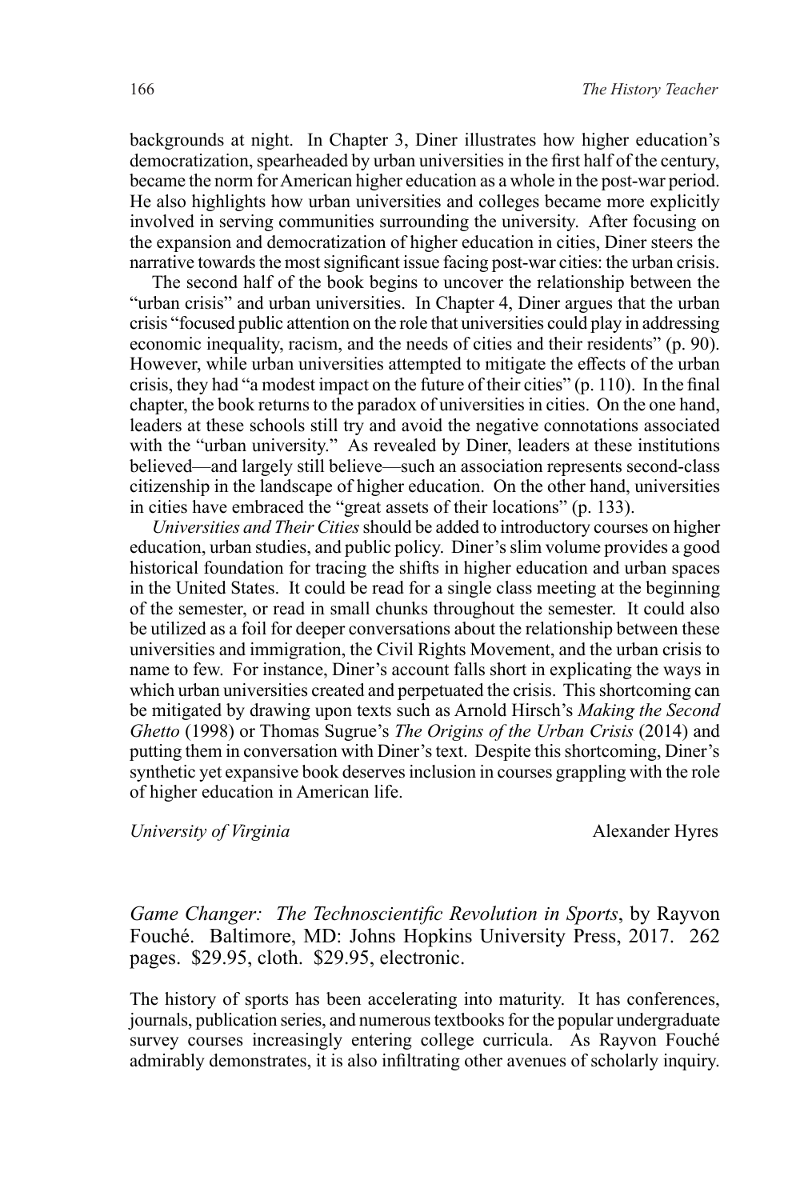backgrounds at night. In Chapter 3, Diner illustrates how higher education's democratization, spearheaded by urban universities in the first half of the century, became the norm for American higher education as a whole in the post-war period. He also highlights how urban universities and colleges became more explicitly involved in serving communities surrounding the university. After focusing on the expansion and democratization of higher education in cities, Diner steers the narrative towards the most significant issue facing post-war cities: the urban crisis.

The second half of the book begins to uncover the relationship between the "urban crisis" and urban universities. In Chapter 4, Diner argues that the urban crisis "focused public attention on the role that universities could play in addressing economic inequality, racism, and the needs of cities and their residents" (p. 90). However, while urban universities attempted to mitigate the effects of the urban crisis, they had "a modest impact on the future of their cities" (p. 110). In the final chapter, the book returns to the paradox of universities in cities. On the one hand, leaders at these schools still try and avoid the negative connotations associated with the "urban university." As revealed by Diner, leaders at these institutions believed—and largely still believe—such an association represents second-class citizenship in the landscape of higher education. On the other hand, universities in cities have embraced the "great assets of their locations" (p. 133).

*Universities and Their Cities* should be added to introductory courses on higher education, urban studies, and public policy. Diner's slim volume provides a good historical foundation for tracing the shifts in higher education and urban spaces in the United States. It could be read for a single class meeting at the beginning of the semester, or read in small chunks throughout the semester. It could also be utilized as a foil for deeper conversations about the relationship between these universities and immigration, the Civil Rights Movement, and the urban crisis to name to few. For instance, Diner's account falls short in explicating the ways in which urban universities created and perpetuated the crisis. This shortcoming can be mitigated by drawing upon texts such as Arnold Hirsch's *Making the Second Ghetto* (1998) or Thomas Sugrue's *The Origins of the Urban Crisis* (2014) and putting them in conversation with Diner's text. Despite this shortcoming, Diner's synthetic yet expansive book deserves inclusion in courses grappling with the role of higher education in American life.

*University of Virginia* — Alexander Hyres

*Game Changer: The Technoscientific Revolution in Sports*, by Rayvon Fouché. Baltimore, MD: Johns Hopkins University Press, 2017. 262 pages. $29.95, cloth. $29.95, electronic.

The history of sports has been accelerating into maturity. It has conferences, journals, publication series, and numerous textbooks for the popular undergraduate survey courses increasingly entering college curricula. As Rayvon Fouché admirably demonstrates, it is also infiltrating other avenues of scholarly inquiry.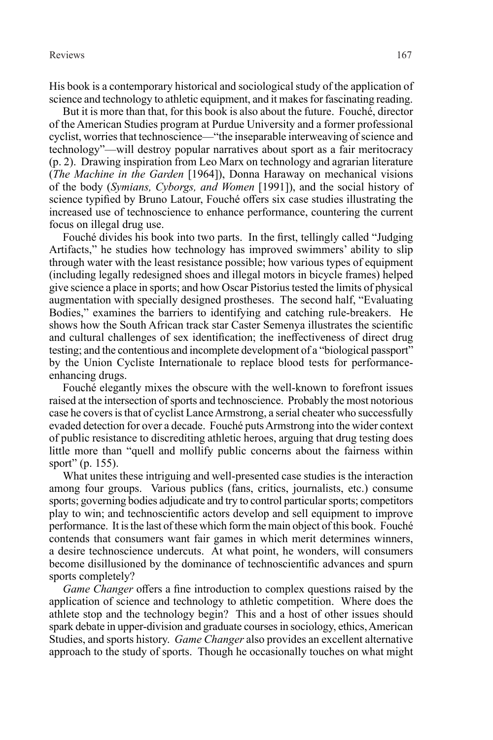His book is a contemporary historical and sociological study of the application of science and technology to athletic equipment, and it makes for fascinating reading.

But it is more than that, for this book is also about the future. Fouché, director of the American Studies program at Purdue University and a former professional cyclist, worries that technoscience—"the inseparable interweaving of science and technology"—will destroy popular narratives about sport as a fair meritocracy (p. 2). Drawing inspiration from Leo Marx on technology and agrarian literature (*The Machine in the Garden* [1964]), Donna Haraway on mechanical visions of the body (*Symians, Cyborgs, and Women* [1991]), and the social history of science typified by Bruno Latour, Fouché offers six case studies illustrating the increased use of technoscience to enhance performance, countering the current focus on illegal drug use.

Fouché divides his book into two parts. In the first, tellingly called "Judging Artifacts," he studies how technology has improved swimmers' ability to slip through water with the least resistance possible; how various types of equipment (including legally redesigned shoes and illegal motors in bicycle frames) helped give science a place in sports; and how Oscar Pistorius tested the limits of physical augmentation with specially designed prostheses. The second half, "Evaluating Bodies," examines the barriers to identifying and catching rule-breakers. He shows how the South African track star Caster Semenya illustrates the scientific and cultural challenges of sex identification; the ineffectiveness of direct drug testing; and the contentious and incomplete development of a "biological passport" by the Union Cycliste Internationale to replace blood tests for performance-enhancing drugs.

Fouché elegantly mixes the obscure with the well-known to forefront issues raised at the intersection of sports and technoscience. Probably the most notorious case he covers is that of cyclist Lance Armstrong, a serial cheater who successfully evaded detection for over a decade. Fouché puts Armstrong into the wider context of public resistance to discrediting athletic heroes, arguing that drug testing does little more than "quell and mollify public concerns about the fairness within sport" (p. 155).

What unites these intriguing and well-presented case studies is the interaction among four groups. Various publics (fans, critics, journalists, etc.) consume sports; governing bodies adjudicate and try to control particular sports; competitors play to win; and technoscientific actors develop and sell equipment to improve performance. It is the last of these which form the main object of this book. Fouché contends that consumers want fair games in which merit determines winners, a desire technoscience undercuts. At what point, he wonders, will consumers become disillusioned by the dominance of technoscientific advances and spurn sports completely?

*Game Changer* offers a fine introduction to complex questions raised by the application of science and technology to athletic competition. Where does the athlete stop and the technology begin? This and a host of other issues should spark debate in upper-division and graduate courses in sociology, ethics, American Studies, and sports history. *Game Changer* also provides an excellent alternative approach to the study of sports. Though he occasionally touches on what might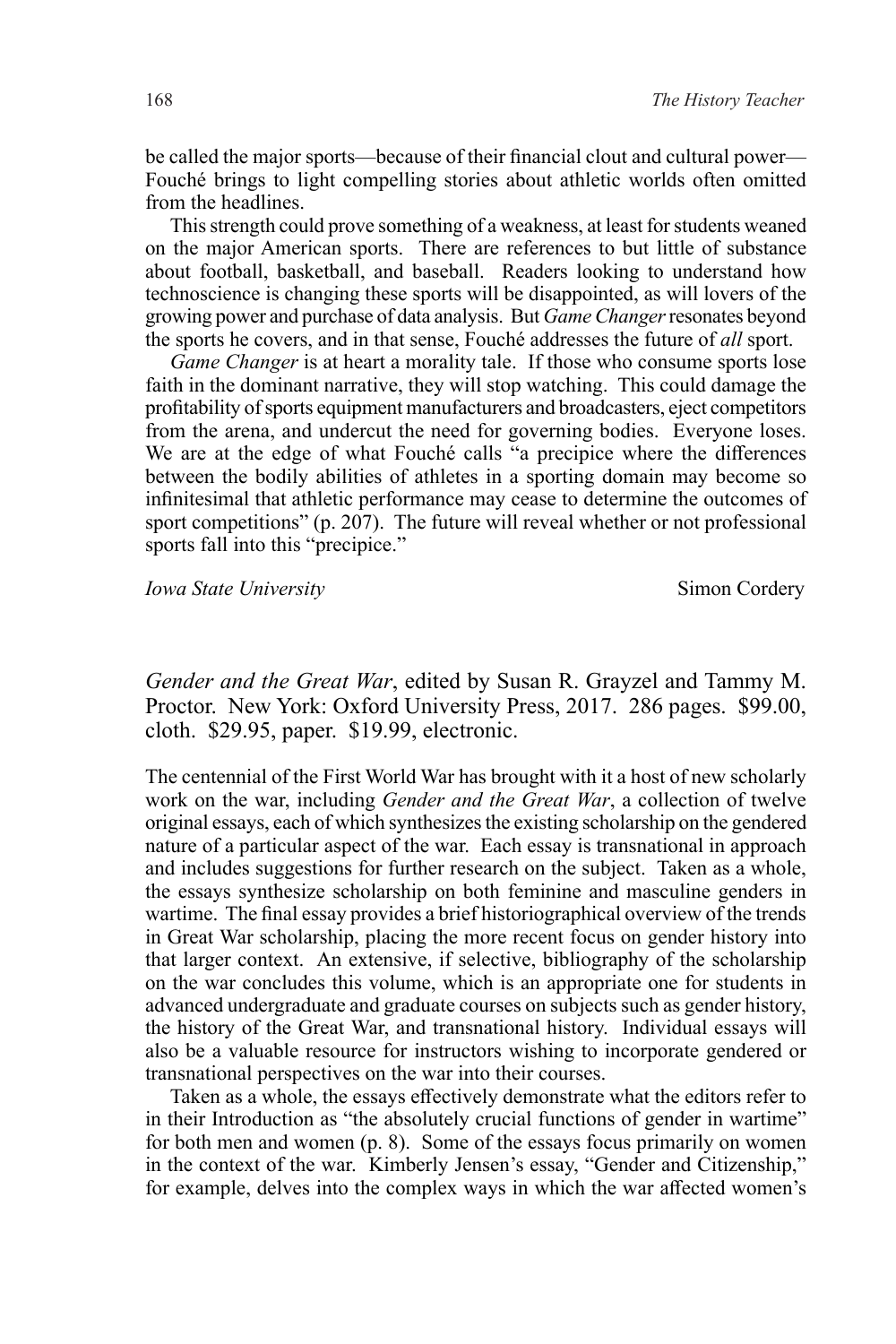be called the major sports—because of their financial clout and cultural power—Fouché brings to light compelling stories about athletic worlds often omitted from the headlines.

This strength could prove something of a weakness, at least for students weaned on the major American sports. There are references to but little of substance about football, basketball, and baseball. Readers looking to understand how technoscience is changing these sports will be disappointed, as will lovers of the growing power and purchase of data analysis. But *Game Changer* resonates beyond the sports he covers, and in that sense, Fouché addresses the future of *all* sport.

*Game Changer* is at heart a morality tale. If those who consume sports lose faith in the dominant narrative, they will stop watching. This could damage the profitability of sports equipment manufacturers and broadcasters, eject competitors from the arena, and undercut the need for governing bodies. Everyone loses. We are at the edge of what Fouché calls "a precipice where the differences between the bodily abilities of athletes in a sporting domain may become so infinitesimal that athletic performance may cease to determine the outcomes of sport competitions" (p. 207). The future will reveal whether or not professional sports fall into this "precipice."

*Iowa State University* — Simon Cordery

*Gender and the Great War*, edited by Susan R. Grayzel and Tammy M. Proctor. New York: Oxford University Press, 2017. 286 pages. $99.00, cloth. $29.95, paper. $19.99, electronic.

The centennial of the First World War has brought with it a host of new scholarly work on the war, including *Gender and the Great War*, a collection of twelve original essays, each of which synthesizes the existing scholarship on the gendered nature of a particular aspect of the war. Each essay is transnational in approach and includes suggestions for further research on the subject. Taken as a whole, the essays synthesize scholarship on both feminine and masculine genders in wartime. The final essay provides a brief historiographical overview of the trends in Great War scholarship, placing the more recent focus on gender history into that larger context. An extensive, if selective, bibliography of the scholarship on the war concludes this volume, which is an appropriate one for students in advanced undergraduate and graduate courses on subjects such as gender history, the history of the Great War, and transnational history. Individual essays will also be a valuable resource for instructors wishing to incorporate gendered or transnational perspectives on the war into their courses.

Taken as a whole, the essays effectively demonstrate what the editors refer to in their Introduction as "the absolutely crucial functions of gender in wartime" for both men and women (p. 8). Some of the essays focus primarily on women in the context of the war. Kimberly Jensen's essay, "Gender and Citizenship," for example, delves into the complex ways in which the war affected women's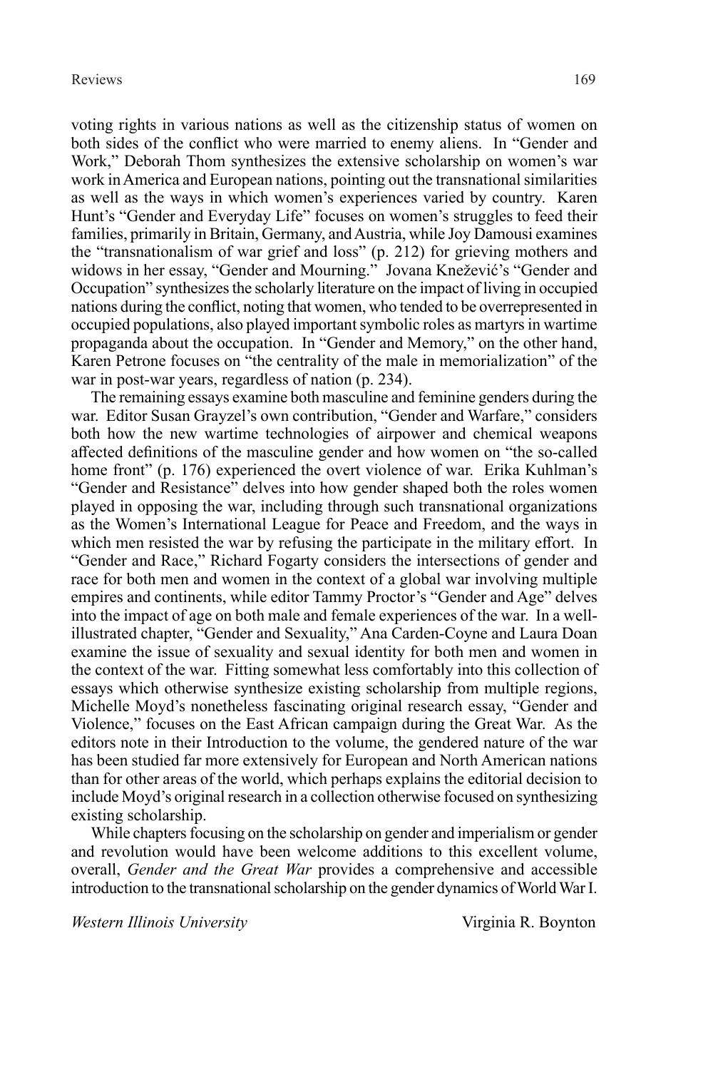voting rights in various nations as well as the citizenship status of women on both sides of the conflict who were married to enemy aliens. In "Gender and Work," Deborah Thom synthesizes the extensive scholarship on women's war work in America and European nations, pointing out the transnational similarities as well as the ways in which women's experiences varied by country. Karen Hunt's "Gender and Everyday Life" focuses on women's struggles to feed their families, primarily in Britain, Germany, and Austria, while Joy Damousi examines the "transnationalism of war grief and loss" (p. 212) for grieving mothers and widows in her essay, "Gender and Mourning." Jovana Knežević's "Gender and Occupation" synthesizes the scholarly literature on the impact of living in occupied nations during the conflict, noting that women, who tended to be overrepresented in occupied populations, also played important symbolic roles as martyrs in wartime propaganda about the occupation. In "Gender and Memory," on the other hand, Karen Petrone focuses on "the centrality of the male in memorialization" of the war in post-war years, regardless of nation (p. 234).

The remaining essays examine both masculine and feminine genders during the war. Editor Susan Grayzel's own contribution, "Gender and Warfare," considers both how the new wartime technologies of airpower and chemical weapons affected definitions of the masculine gender and how women on "the so-called home front" (p. 176) experienced the overt violence of war. Erika Kuhlman's "Gender and Resistance" delves into how gender shaped both the roles women played in opposing the war, including through such transnational organizations as the Women's International League for Peace and Freedom, and the ways in which men resisted the war by refusing the participate in the military effort. In "Gender and Race," Richard Fogarty considers the intersections of gender and race for both men and women in the context of a global war involving multiple empires and continents, while editor Tammy Proctor's "Gender and Age" delves into the impact of age on both male and female experiences of the war. In a well-illustrated chapter, "Gender and Sexuality," Ana Carden-Coyne and Laura Doan examine the issue of sexuality and sexual identity for both men and women in the context of the war. Fitting somewhat less comfortably into this collection of essays which otherwise synthesize existing scholarship from multiple regions, Michelle Moyd's nonetheless fascinating original research essay, "Gender and Violence," focuses on the East African campaign during the Great War. As the editors note in their Introduction to the volume, the gendered nature of the war has been studied far more extensively for European and North American nations than for other areas of the world, which perhaps explains the editorial decision to include Moyd's original research in a collection otherwise focused on synthesizing existing scholarship.

While chapters focusing on the scholarship on gender and imperialism or gender and revolution would have been welcome additions to this excellent volume, overall, *Gender and the Great War* provides a comprehensive and accessible introduction to the transnational scholarship on the gender dynamics of World War I.

*Western Illinois University* Virginia R. Boynton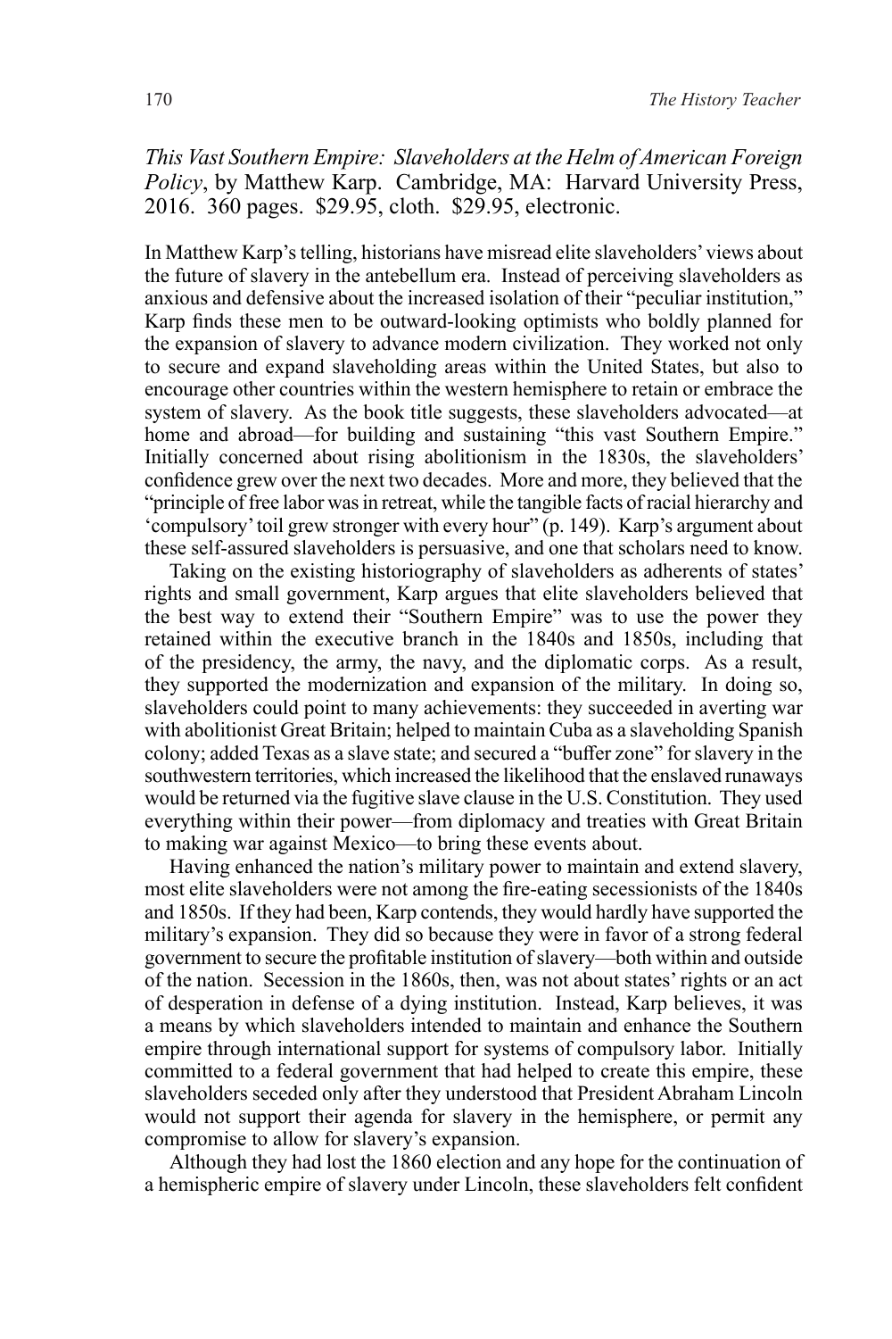*This Vast Southern Empire: Slaveholders at the Helm of American Foreign Policy*, by Matthew Karp. Cambridge, MA: Harvard University Press, 2016. 360 pages. $29.95, cloth. $29.95, electronic.

In Matthew Karp's telling, historians have misread elite slaveholders' views about the future of slavery in the antebellum era. Instead of perceiving slaveholders as anxious and defensive about the increased isolation of their "peculiar institution," Karp finds these men to be outward-looking optimists who boldly planned for the expansion of slavery to advance modern civilization. They worked not only to secure and expand slaveholding areas within the United States, but also to encourage other countries within the western hemisphere to retain or embrace the system of slavery. As the book title suggests, these slaveholders advocated—at home and abroad—for building and sustaining "this vast Southern Empire." Initially concerned about rising abolitionism in the 1830s, the slaveholders' confidence grew over the next two decades. More and more, they believed that the "principle of free labor was in retreat, while the tangible facts of racial hierarchy and 'compulsory' toil grew stronger with every hour" (p. 149). Karp's argument about these self-assured slaveholders is persuasive, and one that scholars need to know.

Taking on the existing historiography of slaveholders as adherents of states' rights and small government, Karp argues that elite slaveholders believed that the best way to extend their "Southern Empire" was to use the power they retained within the executive branch in the 1840s and 1850s, including that of the presidency, the army, the navy, and the diplomatic corps. As a result, they supported the modernization and expansion of the military. In doing so, slaveholders could point to many achievements: they succeeded in averting war with abolitionist Great Britain; helped to maintain Cuba as a slaveholding Spanish colony; added Texas as a slave state; and secured a "buffer zone" for slavery in the southwestern territories, which increased the likelihood that the enslaved runaways would be returned via the fugitive slave clause in the U.S. Constitution. They used everything within their power—from diplomacy and treaties with Great Britain to making war against Mexico—to bring these events about.

Having enhanced the nation's military power to maintain and extend slavery, most elite slaveholders were not among the fire-eating secessionists of the 1840s and 1850s. If they had been, Karp contends, they would hardly have supported the military's expansion. They did so because they were in favor of a strong federal government to secure the profitable institution of slavery—both within and outside of the nation. Secession in the 1860s, then, was not about states' rights or an act of desperation in defense of a dying institution. Instead, Karp believes, it was a means by which slaveholders intended to maintain and enhance the Southern empire through international support for systems of compulsory labor. Initially committed to a federal government that had helped to create this empire, these slaveholders seceded only after they understood that President Abraham Lincoln would not support their agenda for slavery in the hemisphere, or permit any compromise to allow for slavery's expansion.

Although they had lost the 1860 election and any hope for the continuation of a hemispheric empire of slavery under Lincoln, these slaveholders felt confident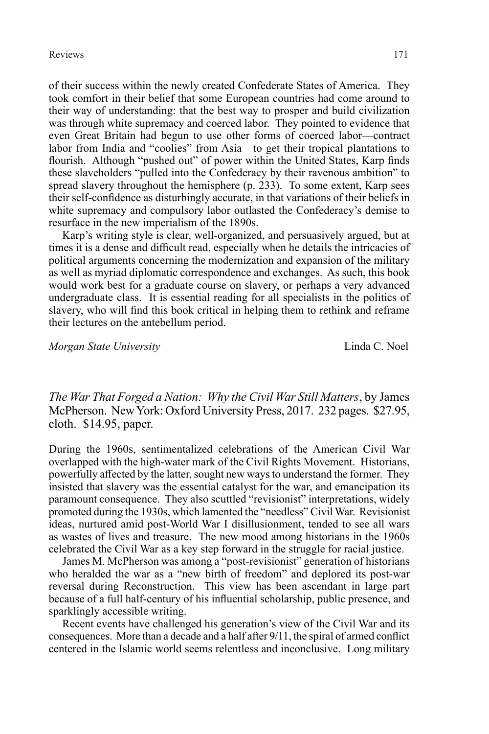of their success within the newly created Confederate States of America. They took comfort in their belief that some European countries had come around to their way of understanding: that the best way to prosper and build civilization was through white supremacy and coerced labor. They pointed to evidence that even Great Britain had begun to use other forms of coerced labor—contract labor from India and "coolies" from Asia—to get their tropical plantations to flourish. Although "pushed out" of power within the United States, Karp finds these slaveholders "pulled into the Confederacy by their ravenous ambition" to spread slavery throughout the hemisphere (p. 233). To some extent, Karp sees their self-confidence as disturbingly accurate, in that variations of their beliefs in white supremacy and compulsory labor outlasted the Confederacy's demise to resurface in the new imperialism of the 1890s.

Karp's writing style is clear, well-organized, and persuasively argued, but at times it is a dense and difficult read, especially when he details the intricacies of political arguments concerning the modernization and expansion of the military as well as myriad diplomatic correspondence and exchanges. As such, this book would work best for a graduate course on slavery, or perhaps a very advanced undergraduate class. It is essential reading for all specialists in the politics of slavery, who will find this book critical in helping them to rethink and reframe their lectures on the antebellum period.

*Morgan State University* Linda C. Noel

*The War That Forged a Nation: Why the Civil War Still Matters*, by James McPherson. New York: Oxford University Press, 2017. 232 pages. $27.95, cloth. $14.95, paper.

During the 1960s, sentimentalized celebrations of the American Civil War overlapped with the high-water mark of the Civil Rights Movement. Historians, powerfully affected by the latter, sought new ways to understand the former. They insisted that slavery was the essential catalyst for the war, and emancipation its paramount consequence. They also scuttled "revisionist" interpretations, widely promoted during the 1930s, which lamented the "needless" Civil War. Revisionist ideas, nurtured amid post-World War I disillusionment, tended to see all wars as wastes of lives and treasure. The new mood among historians in the 1960s celebrated the Civil War as a key step forward in the struggle for racial justice.

James M. McPherson was among a "post-revisionist" generation of historians who heralded the war as a "new birth of freedom" and deplored its post-war reversal during Reconstruction. This view has been ascendant in large part because of a full half-century of his influential scholarship, public presence, and sparklingly accessible writing.

Recent events have challenged his generation's view of the Civil War and its consequences. More than a decade and a half after 9/11, the spiral of armed conflict centered in the Islamic world seems relentless and inconclusive. Long military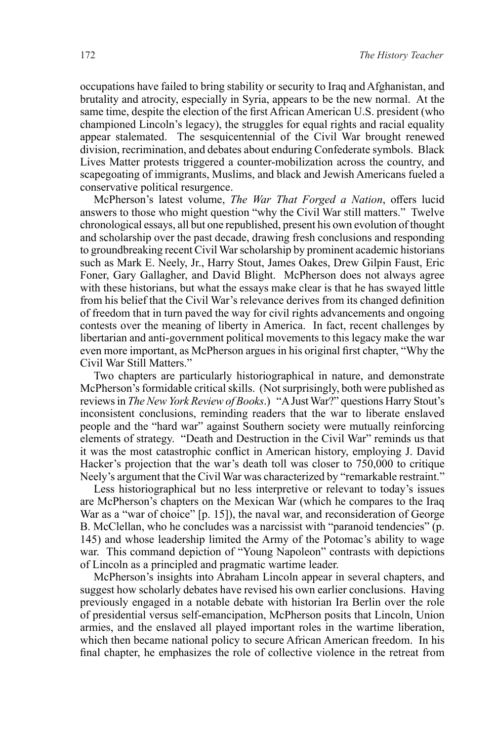occupations have failed to bring stability or security to Iraq and Afghanistan, and brutality and atrocity, especially in Syria, appears to be the new normal. At the same time, despite the election of the first African American U.S. president (who championed Lincoln's legacy), the struggles for equal rights and racial equality appear stalemated. The sesquicentennial of the Civil War brought renewed division, recrimination, and debates about enduring Confederate symbols. Black Lives Matter protests triggered a counter-mobilization across the country, and scapegoating of immigrants, Muslims, and black and Jewish Americans fueled a conservative political resurgence.

McPherson's latest volume, *The War That Forged a Nation*, offers lucid answers to those who might question "why the Civil War still matters." Twelve chronological essays, all but one republished, present his own evolution of thought and scholarship over the past decade, drawing fresh conclusions and responding to groundbreaking recent Civil War scholarship by prominent academic historians such as Mark E. Neely, Jr., Harry Stout, James Oakes, Drew Gilpin Faust, Eric Foner, Gary Gallagher, and David Blight. McPherson does not always agree with these historians, but what the essays make clear is that he has swayed little from his belief that the Civil War's relevance derives from its changed definition of freedom that in turn paved the way for civil rights advancements and ongoing contests over the meaning of liberty in America. In fact, recent challenges by libertarian and anti-government political movements to this legacy make the war even more important, as McPherson argues in his original first chapter, "Why the Civil War Still Matters."

Two chapters are particularly historiographical in nature, and demonstrate McPherson's formidable critical skills. (Not surprisingly, both were published as reviews in *The New York Review of Books*.) "A Just War?" questions Harry Stout's inconsistent conclusions, reminding readers that the war to liberate enslaved people and the "hard war" against Southern society were mutually reinforcing elements of strategy. "Death and Destruction in the Civil War" reminds us that it was the most catastrophic conflict in American history, employing J. David Hacker's projection that the war's death toll was closer to 750,000 to critique Neely's argument that the Civil War was characterized by "remarkable restraint."

Less historiographical but no less interpretive or relevant to today's issues are McPherson's chapters on the Mexican War (which he compares to the Iraq War as a "war of choice" [p. 15]), the naval war, and reconsideration of George B. McClellan, who he concludes was a narcissist with "paranoid tendencies" (p. 145) and whose leadership limited the Army of the Potomac's ability to wage war. This command depiction of "Young Napoleon" contrasts with depictions of Lincoln as a principled and pragmatic wartime leader.

McPherson's insights into Abraham Lincoln appear in several chapters, and suggest how scholarly debates have revised his own earlier conclusions. Having previously engaged in a notable debate with historian Ira Berlin over the role of presidential versus self-emancipation, McPherson posits that Lincoln, Union armies, and the enslaved all played important roles in the wartime liberation, which then became national policy to secure African American freedom. In his final chapter, he emphasizes the role of collective violence in the retreat from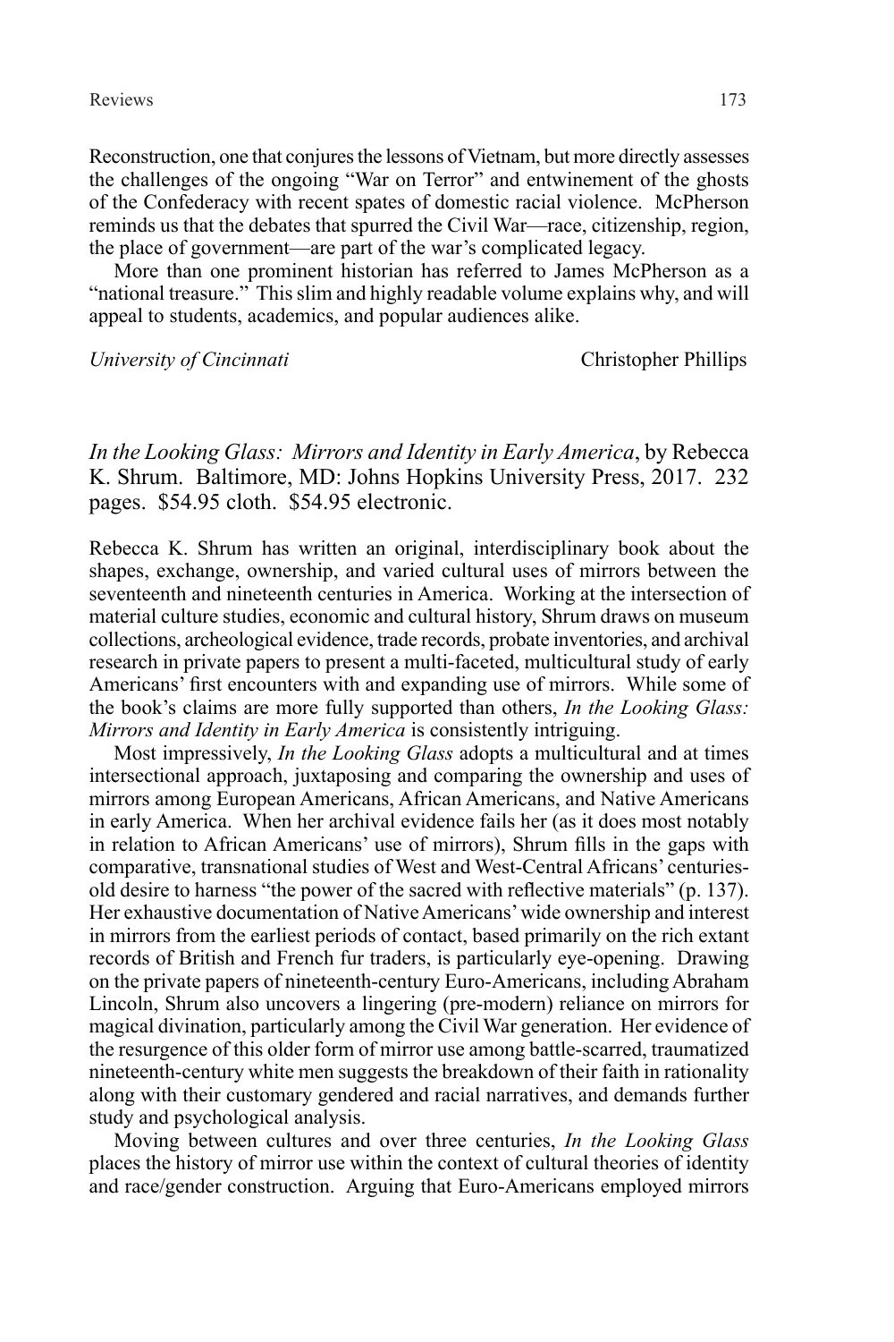Reconstruction, one that conjures the lessons of Vietnam, but more directly assesses the challenges of the ongoing "War on Terror" and entwinement of the ghosts of the Confederacy with recent spates of domestic racial violence. McPherson reminds us that the debates that spurred the Civil War—race, citizenship, region, the place of government—are part of the war's complicated legacy.

More than one prominent historian has referred to James McPherson as a "national treasure." This slim and highly readable volume explains why, and will appeal to students, academics, and popular audiences alike.

*University of Cincinnati* Christopher Phillips

*In the Looking Glass: Mirrors and Identity in Early America*, by Rebecca K. Shrum. Baltimore, MD: Johns Hopkins University Press, 2017. 232 pages. $54.95 cloth. $54.95 electronic.

Rebecca K. Shrum has written an original, interdisciplinary book about the shapes, exchange, ownership, and varied cultural uses of mirrors between the seventeenth and nineteenth centuries in America. Working at the intersection of material culture studies, economic and cultural history, Shrum draws on museum collections, archeological evidence, trade records, probate inventories, and archival research in private papers to present a multi-faceted, multicultural study of early Americans' first encounters with and expanding use of mirrors. While some of the book's claims are more fully supported than others, *In the Looking Glass: Mirrors and Identity in Early America* is consistently intriguing.

Most impressively, *In the Looking Glass* adopts a multicultural and at times intersectional approach, juxtaposing and comparing the ownership and uses of mirrors among European Americans, African Americans, and Native Americans in early America. When her archival evidence fails her (as it does most notably in relation to African Americans' use of mirrors), Shrum fills in the gaps with comparative, transnational studies of West and West-Central Africans' centuries-old desire to harness "the power of the sacred with reflective materials" (p. 137). Her exhaustive documentation of Native Americans' wide ownership and interest in mirrors from the earliest periods of contact, based primarily on the rich extant records of British and French fur traders, is particularly eye-opening. Drawing on the private papers of nineteenth-century Euro-Americans, including Abraham Lincoln, Shrum also uncovers a lingering (pre-modern) reliance on mirrors for magical divination, particularly among the Civil War generation. Her evidence of the resurgence of this older form of mirror use among battle-scarred, traumatized nineteenth-century white men suggests the breakdown of their faith in rationality along with their customary gendered and racial narratives, and demands further study and psychological analysis.

Moving between cultures and over three centuries, *In the Looking Glass* places the history of mirror use within the context of cultural theories of identity and race/gender construction. Arguing that Euro-Americans employed mirrors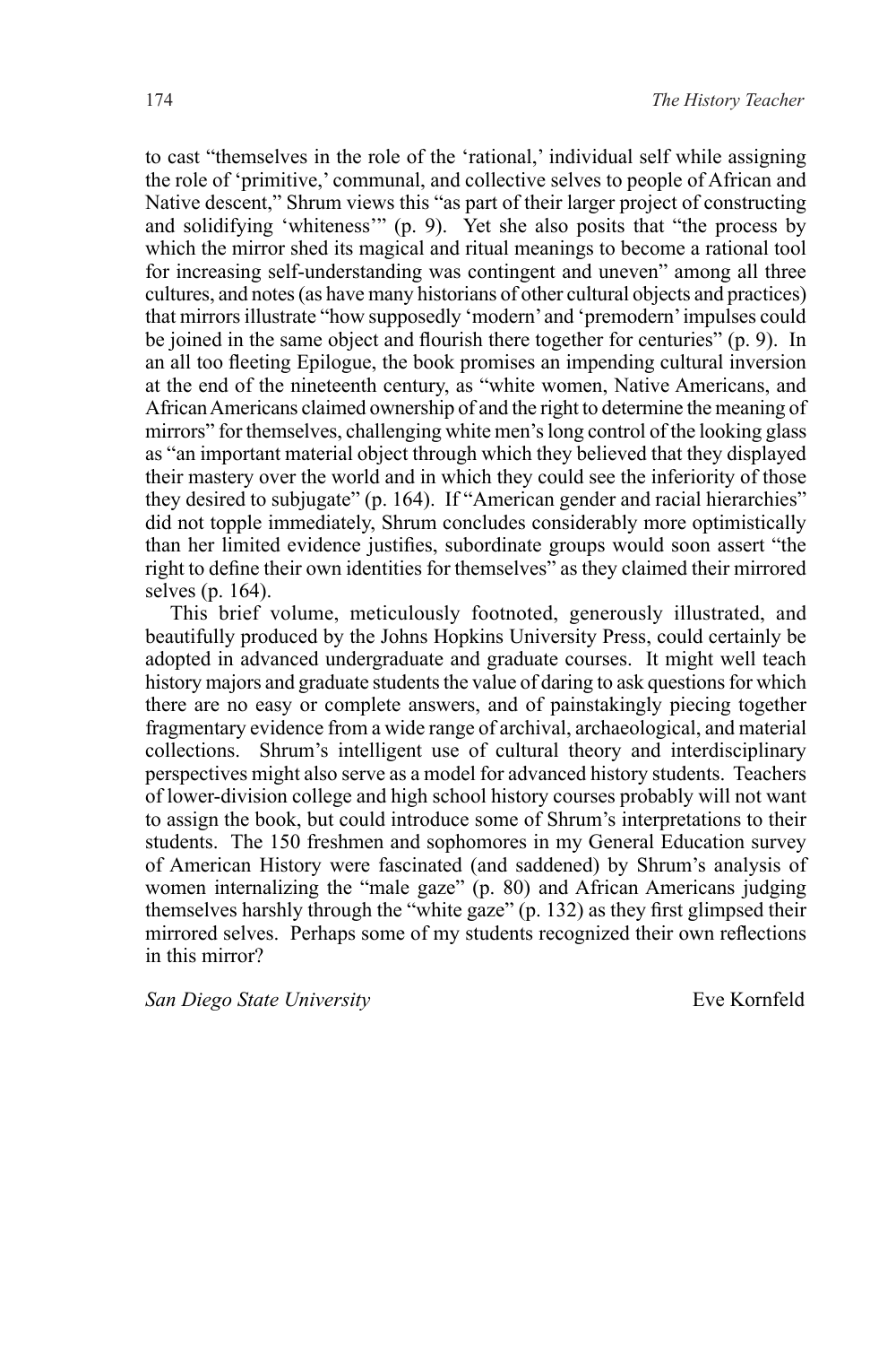to cast "themselves in the role of the 'rational,' individual self while assigning the role of 'primitive,' communal, and collective selves to people of African and Native descent," Shrum views this "as part of their larger project of constructing and solidifying 'whiteness'" (p. 9). Yet she also posits that "the process by which the mirror shed its magical and ritual meanings to become a rational tool for increasing self-understanding was contingent and uneven" among all three cultures, and notes (as have many historians of other cultural objects and practices) that mirrors illustrate "how supposedly 'modern' and 'premodern' impulses could be joined in the same object and flourish there together for centuries" (p. 9). In an all too fleeting Epilogue, the book promises an impending cultural inversion at the end of the nineteenth century, as "white women, Native Americans, and African Americans claimed ownership of and the right to determine the meaning of mirrors" for themselves, challenging white men's long control of the looking glass as "an important material object through which they believed that they displayed their mastery over the world and in which they could see the inferiority of those they desired to subjugate" (p. 164). If "American gender and racial hierarchies" did not topple immediately, Shrum concludes considerably more optimistically than her limited evidence justifies, subordinate groups would soon assert "the right to define their own identities for themselves" as they claimed their mirrored selves (p. 164).

This brief volume, meticulously footnoted, generously illustrated, and beautifully produced by the Johns Hopkins University Press, could certainly be adopted in advanced undergraduate and graduate courses. It might well teach history majors and graduate students the value of daring to ask questions for which there are no easy or complete answers, and of painstakingly piecing together fragmentary evidence from a wide range of archival, archaeological, and material collections. Shrum's intelligent use of cultural theory and interdisciplinary perspectives might also serve as a model for advanced history students. Teachers of lower-division college and high school history courses probably will not want to assign the book, but could introduce some of Shrum's interpretations to their students. The 150 freshmen and sophomores in my General Education survey of American History were fascinated (and saddened) by Shrum's analysis of women internalizing the "male gaze" (p. 80) and African Americans judging themselves harshly through the "white gaze" (p. 132) as they first glimpsed their mirrored selves. Perhaps some of my students recognized their own reflections in this mirror?

*San Diego State University* — Eve Kornfeld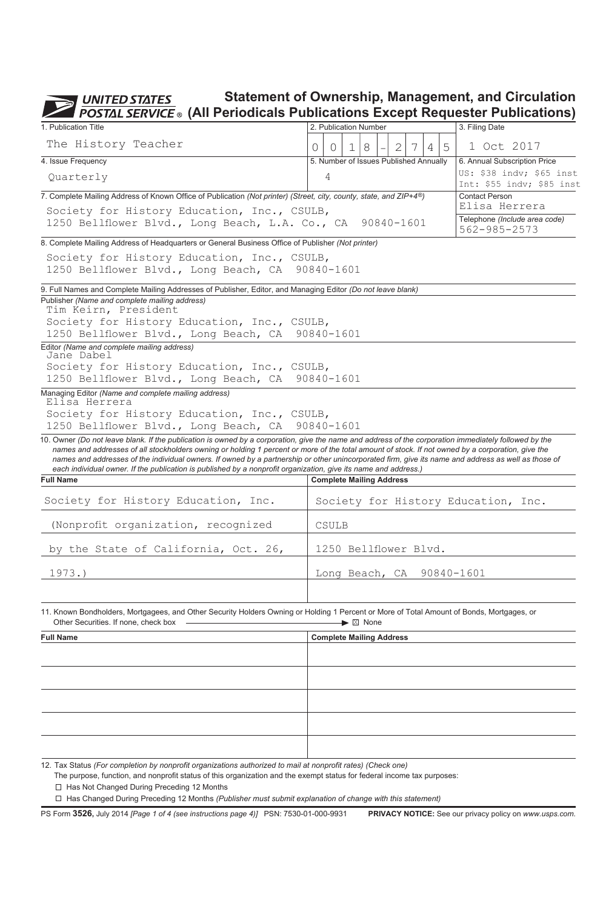# UNITED STATES POSTAL SERVICE®

## Statement of Ownership, Management, and Circulation (All Periodicals Publications Except Requester Publications)

| 1. Publication Title | 2. Publication Number | 3. Filing Date |
|---|---|---|
| The History Teacher | 0 0 1 8 - 2 7 4 5 | 1 Oct 2017 |

| 4. Issue Frequency | 5. Number of Issues Published Annually | 6. Annual Subscription Price |
|---|---|---|
| Quarterly | 4 | US: $38 indv; $65 inst<br>Int: $55 indv; $85 inst |

**7. Complete Mailing Address of Known Office of Publication** *(Not printer) (Street, city, county, state, and ZIP+4®)*

Society for History Education, Inc., CSULB,
1250 Bellflower Blvd., Long Beach, L.A. Co., CA 90840-1601

Contact Person: Elisa Herrera

Telephone *(Include area code)*: 562-985-2573

**8. Complete Mailing Address of Headquarters or General Business Office of Publisher** *(Not printer)*

Society for History Education, Inc., CSULB,
1250 Bellflower Blvd., Long Beach, CA 90840-1601

**9. Full Names and Complete Mailing Addresses of Publisher, Editor, and Managing Editor** *(Do not leave blank)*

Publisher *(Name and complete mailing address)*
Tim Keirn, President
Society for History Education, Inc., CSULB,
1250 Bellflower Blvd., Long Beach, CA 90840-1601

Editor *(Name and complete mailing address)*
Jane Dabel
Society for History Education, Inc., CSULB,
1250 Bellflower Blvd., Long Beach, CA 90840-1601

Managing Editor *(Name and complete mailing address)*
Elisa Herrera
Society for History Education, Inc., CSULB,
1250 Bellflower Blvd., Long Beach, CA 90840-1601

**10. Owner** *(Do not leave blank. If the publication is owned by a corporation, give the name and address of the corporation immediately followed by the names and addresses of all stockholders owning or holding 1 percent or more of the total amount of stock. If not owned by a corporation, give the names and addresses of the individual owners. If owned by a partnership or other unincorporated firm, give its name and address as well as those of each individual owner. If the publication is published by a nonprofit organization, give its name and address.)*

| Full Name | Complete Mailing Address |
|---|---|
| Society for History Education, Inc. | Society for History Education, Inc. |
| (Nonprofit organization, recognized | CSULB |
| by the State of California, Oct. 26, | 1250 Bellflower Blvd. |
| 1973.) | Long Beach, CA 90840-1601 |
| | |

**11. Known Bondholders, Mortgagees, and Other Security Holders Owning or Holding 1 Percent or More of Total Amount of Bonds, Mortgages, or Other Securities. If none, check box** → ☒ None

| Full Name | Complete Mailing Address |
|---|---|
| | |
| | |
| | |
| | |
| | |

**12. Tax Status** *(For completion by nonprofit organizations authorized to mail at nonprofit rates) (Check one)*
The purpose, function, and nonprofit status of this organization and the exempt status for federal income tax purposes:

- ☐ Has Not Changed During Preceding 12 Months
- ☐ Has Changed During Preceding 12 Months *(Publisher must submit explanation of change with this statement)*

PS Form **3526,** July 2014 *[Page 1 of 4 (see instructions page 4)]* PSN: 7530-01-000-9931 **PRIVACY NOTICE:** See our privacy policy on *www.usps.com.*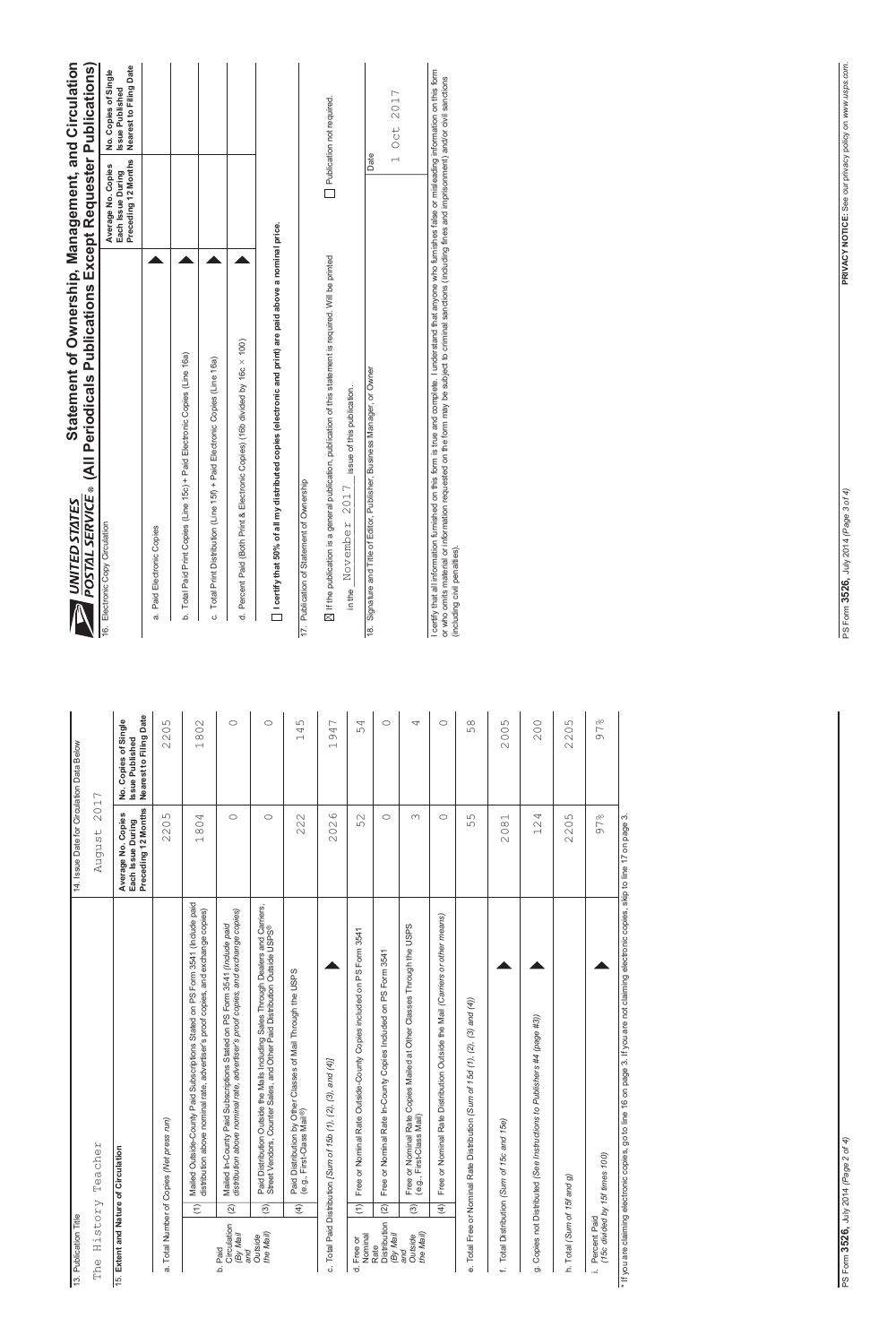| 13. Publication Title | | 14. Issue Date for Circulation Data Below | |
|---|---|---|---|
| The History Teacher | | August 2017 | |
| **15. Extent and Nature of Circulation** | | **Average No. Copies Each Issue During Preceding 12 Months** | **No. Copies of Single Issue Published Nearest to Filing Date** |
| a. Total Number of Copies *(Net press run)* | | 2205 | 2205 |
| b. Paid Circulation *(By Mail and Outside the Mail)* | (1) Mailed Outside-County Paid Subscriptions Stated on PS Form 3541 (Include paid distribution above nominal rate, advertiser's proof copies, and exchange copies) | 1804 | 1802 |
| | (2) Mailed In-County Paid Subscriptions Stated on PS Form 3541 *(Include paid distribution above nominal rate, advertiser's proof copies, and exchange copies)* | 0 | 0 |
| | (3) Paid Distribution Outside the Mails Including Sales Through Dealers and Carriers, Street Vendors, Counter Sales, and Other Paid Distribution Outside USPS® | 0 | 0 |
| | (4) Paid Distribution by Other Classes of Mail Through the USPS (e.g., First-Class Mail®) | 222 | 145 |
| c. Total Paid Distribution *[Sum of 15b (1), (2), (3), and (4)]* | | 2026 | 1947 |
| d. Free or Nominal Rate Distribution *(By Mail and Outside the Mail)* | (1) Free or Nominal Rate Outside-County Copies included on PS Form 3541 | 52 | 54 |
| | (2) Free or Nominal Rate In-County Copies Included on PS Form 3541 | 0 | 0 |
| | (3) Free or Nominal Rate Copies Mailed at Other Classes Through the USPS (e.g., First-Class Mail) | 3 | 4 |
| | (4) Free or Nominal Rate Distribution Outside the Mail *(Carriers or other means)* | 0 | 0 |
| e. Total Free or Nominal Rate Distribution *(Sum of 15d (1), (2), (3) and (4))* | | 55 | 58 |
| f. Total Distribution *(Sum of 15c and 15e)* | | 2081 | 2005 |
| g. Copies not Distributed *(See Instructions to Publishers #4 (page #3))* | | 124 | 200 |
| h. Total *(Sum of 15f and g)* | | 2205 | 2205 |
| i. Percent Paid *(15c divided by 15f times 100)* | | 97% | 97% |

* If you are claiming electronic copies, go to line 16 on page 3. If you are not claiming electronic copies, skip to line 17 on page 3.

PS Form **3526**, July 2014 *(Page 2 of 4)*

**UNITED STATES POSTAL SERVICE® Statement of Ownership, Management, and Circulation (All Periodicals Publications Except Requester Publications)**

| 16. Electronic Copy Circulation | **Average No. Copies Each Issue During Preceding 12 Months** | **No. Copies of Single Issue Published Nearest to Filing Date** |
|---|---|---|
| a. Paid Electronic Copies | | |
| b. Total Paid Print Copies (Line 15c) + Paid Electronic Copies (Line 16a) | | |
| c. Total Print Distribution (Line 15f) + Paid Electronic Copies (Line 16a) | | |
| d. Percent Paid (Both Print & Electronic Copies) (16b divided by 16c × 100) | | |

☐ **I certify that 50% of all my distributed copies (electronic and print) are paid above a nominal price.**

17. Publication of Statement of Ownership

☒ If the publication is a general publication, publication of this statement is required. Will be printed in the November 2017 issue of this publication.

☐ Publication not required.

18. Signature and Title of Editor, Publisher, Business Manager, or Owner

Date: 1 Oct 2017

I certify that all information furnished on this form is true and complete. I understand that anyone who furnishes false or misleading information on this form or who omits material or information requested on the form may be subject to criminal sanctions (including fines and imprisonment) and/or civil sanctions (including civil penalties).

PS Form **3526**, July 2014 *(Page 3 of 4)* **PRIVACY NOTICE:** See our privacy policy on *www.usps.com*.